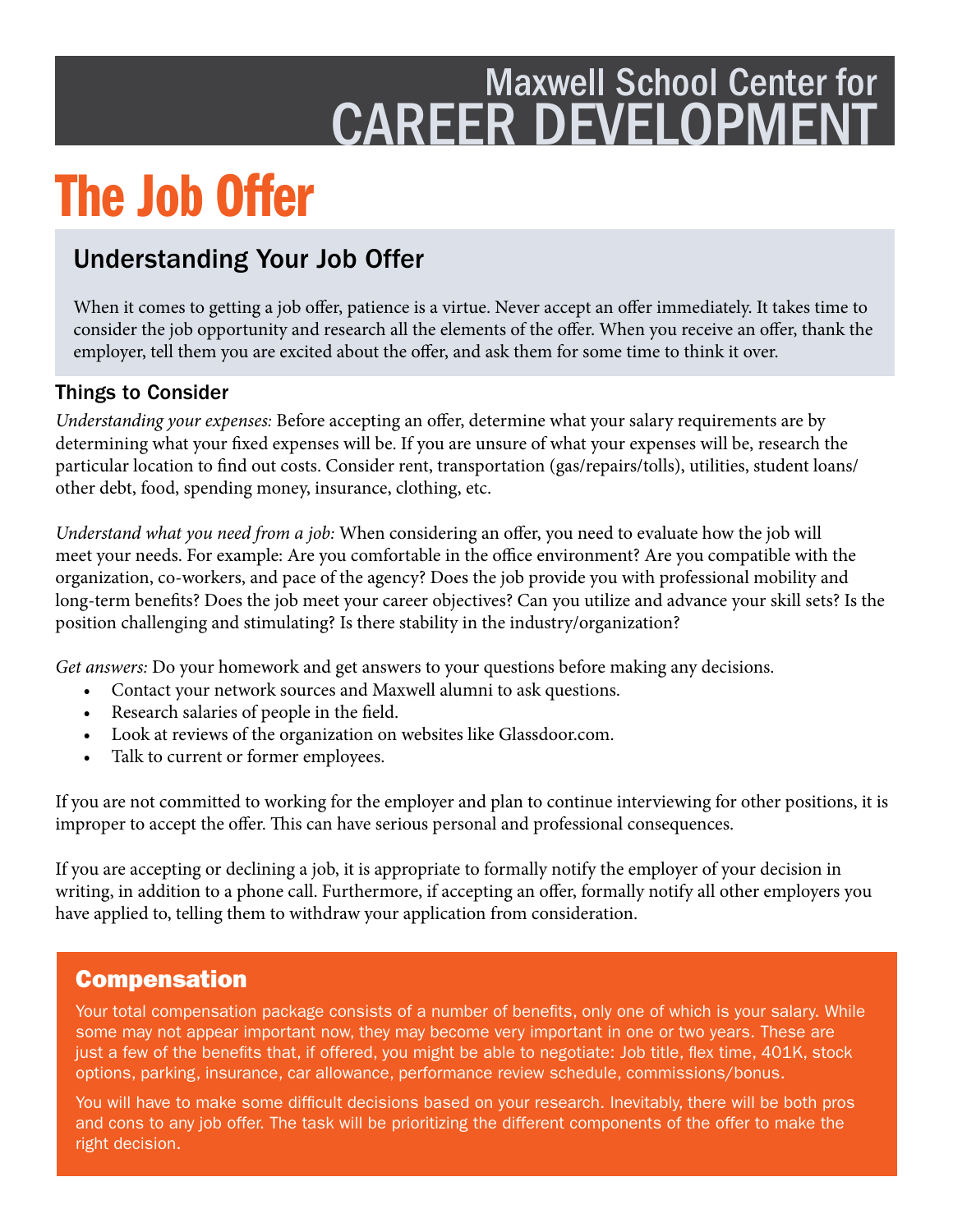Maxwell School Center for
CAREER DEVELOPMENT

# The Job Offer

## Understanding Your Job Offer

When it comes to getting a job offer, patience is a virtue. Never accept an offer immediately. It takes time to consider the job opportunity and research all the elements of the offer. When you receive an offer, thank the employer, tell them you are excited about the offer, and ask them for some time to think it over.

### Things to Consider

*Understanding your expenses:* Before accepting an offer, determine what your salary requirements are by determining what your fixed expenses will be. If you are unsure of what your expenses will be, research the particular location to find out costs. Consider rent, transportation (gas/repairs/tolls), utilities, student loans/ other debt, food, spending money, insurance, clothing, etc.

*Understand what you need from a job:* When considering an offer, you need to evaluate how the job will meet your needs. For example: Are you comfortable in the office environment? Are you compatible with the organization, co-workers, and pace of the agency? Does the job provide you with professional mobility and long-term benefits? Does the job meet your career objectives? Can you utilize and advance your skill sets? Is the position challenging and stimulating? Is there stability in the industry/organization?

*Get answers:* Do your homework and get answers to your questions before making any decisions.

- Contact your network sources and Maxwell alumni to ask questions.
- Research salaries of people in the field.
- Look at reviews of the organization on websites like Glassdoor.com.
- Talk to current or former employees.

If you are not committed to working for the employer and plan to continue interviewing for other positions, it is improper to accept the offer. This can have serious personal and professional consequences.

If you are accepting or declining a job, it is appropriate to formally notify the employer of your decision in writing, in addition to a phone call. Furthermore, if accepting an offer, formally notify all other employers you have applied to, telling them to withdraw your application from consideration.

## Compensation

Your total compensation package consists of a number of benefits, only one of which is your salary. While some may not appear important now, they may become very important in one or two years. These are just a few of the benefits that, if offered, you might be able to negotiate: Job title, flex time, 401K, stock options, parking, insurance, car allowance, performance review schedule, commissions/bonus.

You will have to make some difficult decisions based on your research. Inevitably, there will be both pros and cons to any job offer. The task will be prioritizing the different components of the offer to make the right decision.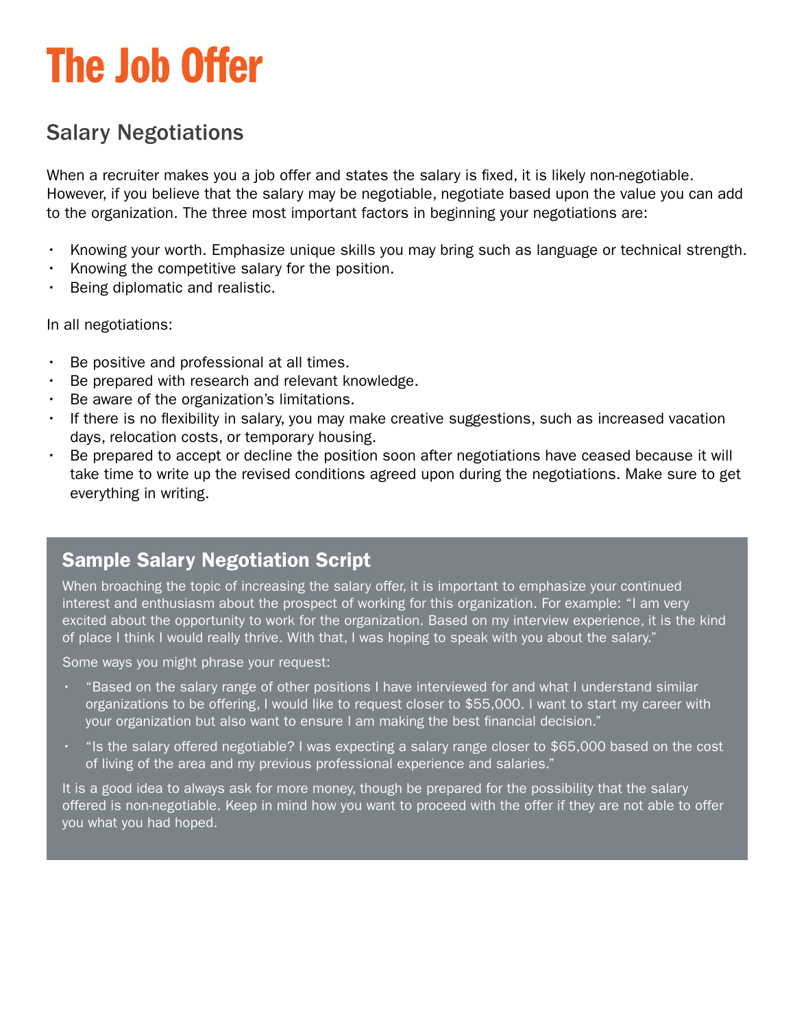# The Job Offer

## Salary Negotiations

When a recruiter makes you a job offer and states the salary is fixed, it is likely non-negotiable. However, if you believe that the salary may be negotiable, negotiate based upon the value you can add to the organization. The three most important factors in beginning your negotiations are:

- Knowing your worth. Emphasize unique skills you may bring such as language or technical strength.
- Knowing the competitive salary for the position.
- Being diplomatic and realistic.

In all negotiations:

- Be positive and professional at all times.
- Be prepared with research and relevant knowledge.
- Be aware of the organization's limitations.
- If there is no flexibility in salary, you may make creative suggestions, such as increased vacation days, relocation costs, or temporary housing.
- Be prepared to accept or decline the position soon after negotiations have ceased because it will take time to write up the revised conditions agreed upon during the negotiations. Make sure to get everything in writing.

### Sample Salary Negotiation Script

When broaching the topic of increasing the salary offer, it is important to emphasize your continued interest and enthusiasm about the prospect of working for this organization. For example: "I am very excited about the opportunity to work for the organization. Based on my interview experience, it is the kind of place I think I would really thrive. With that, I was hoping to speak with you about the salary."

Some ways you might phrase your request:

- "Based on the salary range of other positions I have interviewed for and what I understand similar organizations to be offering, I would like to request closer to $55,000. I want to start my career with your organization but also want to ensure I am making the best financial decision."
- "Is the salary offered negotiable? I was expecting a salary range closer to $65,000 based on the cost of living of the area and my previous professional experience and salaries."

It is a good idea to always ask for more money, though be prepared for the possibility that the salary offered is non-negotiable. Keep in mind how you want to proceed with the offer if they are not able to offer you what you had hoped.